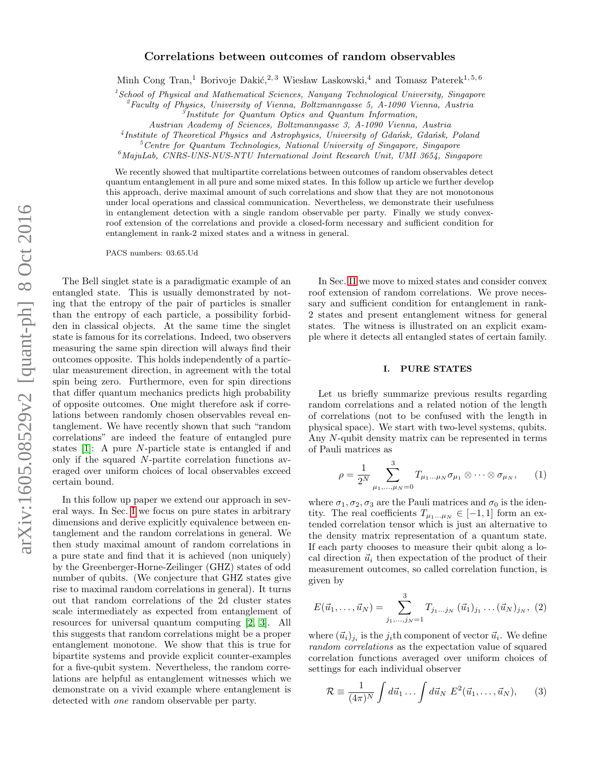# Correlations between outcomes of random observables

Minh Cong Tran,[1] Borivoje Dakić,[2,3] Wiesław Laskowski,[4] and Tomasz Paterek[1,5,6]

[1]*School of Physical and Mathematical Sciences, Nanyang Technological University, Singapore*
[2]*Faculty of Physics, University of Vienna, Boltzmanngasse 5, A-1090 Vienna, Austria*
[3]*Institute for Quantum Optics and Quantum Information, Austrian Academy of Sciences, Boltzmanngasse 3, A-1090 Vienna, Austria*
[4]*Institute of Theoretical Physics and Astrophysics, University of Gdańsk, Gdańsk, Poland*
[5]*Centre for Quantum Technologies, National University of Singapore, Singapore*
[6]*MajuLab, CNRS-UNS-NUS-NTU International Joint Research Unit, UMI 3654, Singapore*

We recently showed that multipartite correlations between outcomes of random observables detect quantum entanglement in all pure and some mixed states. In this follow up article we further develop this approach, derive maximal amount of such correlations and show that they are not monotonous under local operations and classical communication. Nevertheless, we demonstrate their usefulness in entanglement detection with a single random observable per party. Finally we study convex-roof extension of the correlations and provide a closed-form necessary and sufficient condition for entanglement in rank-2 mixed states and a witness in general.

PACS numbers: 03.65.Ud

The Bell singlet state is a paradigmatic example of an entangled state. This is usually demonstrated by noting that the entropy of the pair of particles is smaller than the entropy of each particle, a possibility forbidden in classical objects. At the same time the singlet state is famous for its correlations. Indeed, two observers measuring the same spin direction will always find their outcomes opposite. This holds independently of a particular measurement direction, in agreement with the total spin being zero. Furthermore, even for spin directions that differ quantum mechanics predicts high probability of opposite outcomes. One might therefore ask if correlations between randomly chosen observables reveal entanglement. We have recently shown that such "random correlations" are indeed the feature of entangled pure states [1]: A pure $N$-particle state is entangled if and only if the squared $N$-partite correlation functions averaged over uniform choices of local observables exceed certain bound.

In this follow up paper we extend our approach in several ways. In Sec. I we focus on pure states in arbitrary dimensions and derive explicitly equivalence between entanglement and the random correlations in general. We then study maximal amount of random correlations in a pure state and find that it is achieved (non uniquely) by the Greenberger-Horne-Zeilinger (GHZ) states of odd number of qubits. (We conjecture that GHZ states give rise to maximal random correlations in general). It turns out that random correlations of the 2d cluster states scale intermediately as expected from entanglement of resources for universal quantum computing [2, 3]. All this suggests that random correlations might be a proper entanglement monotone. We show that this is true for bipartite systems and provide explicit counter-examples for a five-qubit system. Nevertheless, the random correlations are helpful as entanglement witnesses which we demonstrate on a vivid example where entanglement is detected with *one* random observable per party.

In Sec. II we move to mixed states and consider convex roof extension of random correlations. We prove necessary and sufficient condition for entanglement in rank-2 states and present entanglement witness for general states. The witness is illustrated on an explicit example where it detects all entangled states of certain family.

## I. PURE STATES

Let us briefly summarize previous results regarding random correlations and a related notion of the length of correlations (not to be confused with the length in physical space). We start with two-level systems, qubits. Any $N$-qubit density matrix can be represented in terms of Pauli matrices as

$$\rho = \frac{1}{2^N} \sum_{\mu_1,\ldots,\mu_N=0}^{3} T_{\mu_1\ldots\mu_N} \sigma_{\mu_1} \otimes \cdots \otimes \sigma_{\mu_N}, \qquad (1)$$

where $\sigma_1, \sigma_2, \sigma_3$ are the Pauli matrices and $\sigma_0$ is the identity. The real coefficients $T_{\mu_1\ldots\mu_N} \in [-1, 1]$ form an extended correlation tensor which is just an alternative to the density matrix representation of a quantum state. If each party chooses to measure their qubit along a local direction $\vec{u}_i$ then expectation of the product of their measurement outcomes, so called correlation function, is given by

$$E(\vec{u}_1, \ldots, \vec{u}_N) = \sum_{j_1,\ldots,j_N=1}^{3} T_{j_1\ldots j_N} \, (\vec{u}_1)_{j_1} \ldots (\vec{u}_N)_{j_N}, \qquad (2)$$

where $(\vec{u}_i)_{j_i}$ is the $j_i$th component of vector $\vec{u}_i$. We define *random correlations* as the expectation value of squared correlation functions averaged over uniform choices of settings for each individual observer

$$\mathcal{R} \equiv \frac{1}{(4\pi)^N} \int d\vec{u}_1 \ldots \int d\vec{u}_N \; E^2(\vec{u}_1, \ldots, \vec{u}_N), \qquad (3)$$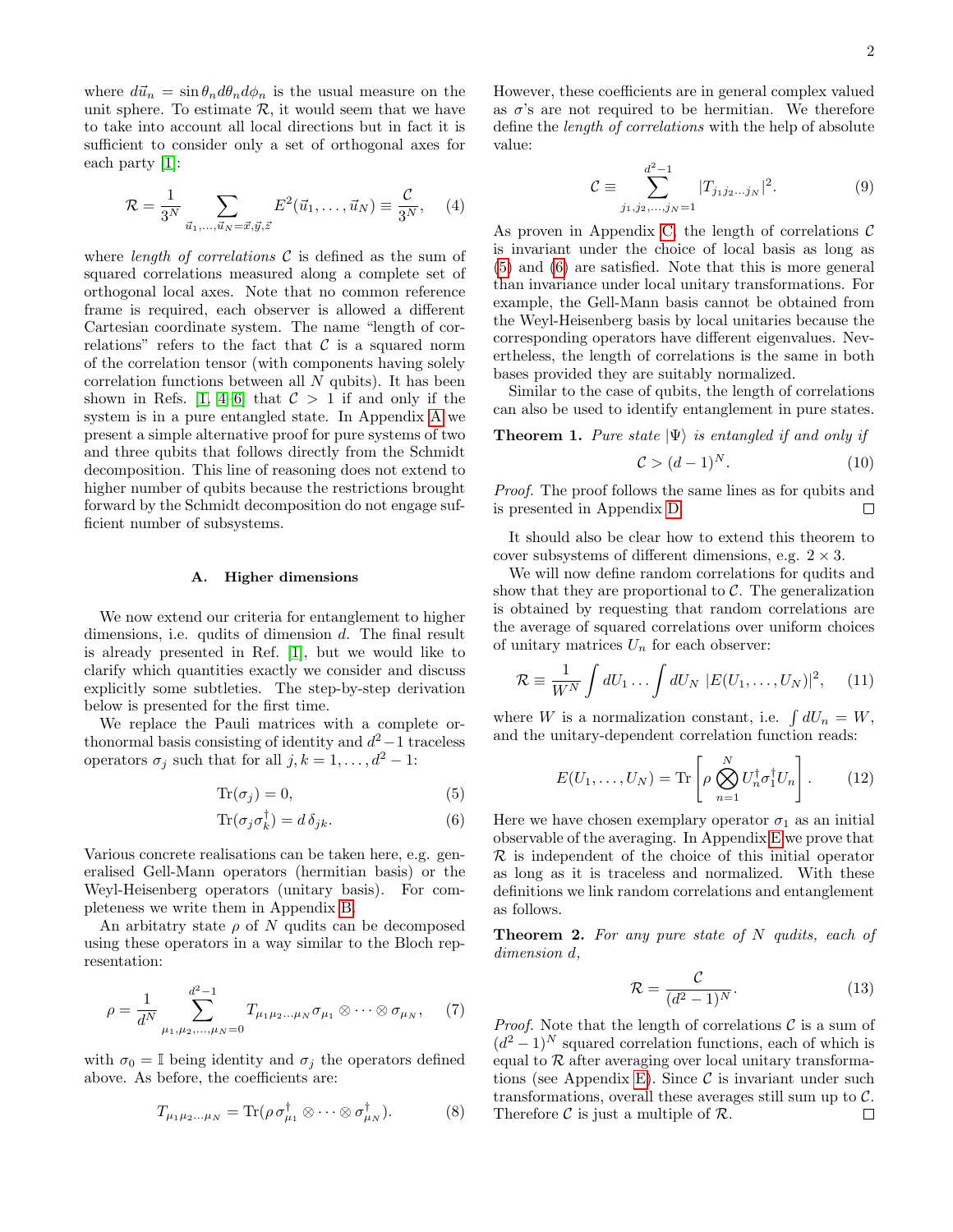where $d\vec{u}_n = \sin\theta_n d\theta_n d\phi_n$ is the usual measure on the unit sphere. To estimate $\mathcal{R}$, it would seem that we have to take into account all local directions but in fact it is sufficient to consider only a set of orthogonal axes for each party [1]:

$$\mathcal{R} = \frac{1}{3^N} \sum_{\vec{u}_1,\ldots,\vec{u}_N = \vec{x},\vec{y},\vec{z}} E^2(\vec{u}_1,\ldots,\vec{u}_N) \equiv \frac{\mathcal{C}}{3^N}, \quad (4)$$

where *length of correlations* $\mathcal{C}$ is defined as the sum of squared correlations measured along a complete set of orthogonal local axes. Note that no common reference frame is required, each observer is allowed a different Cartesian coordinate system. The name "length of correlations" refers to the fact that $\mathcal{C}$ is a squared norm of the correlation tensor (with components having solely correlation functions between all $N$ qubits). It has been shown in Refs. [1, 4–6] that $\mathcal{C} > 1$ if and only if the system is in a pure entangled state. In Appendix A we present a simple alternative proof for pure systems of two and three qubits that follows directly from the Schmidt decomposition. This line of reasoning does not extend to higher number of qubits because the restrictions brought forward by the Schmidt decomposition do not engage sufficient number of subsystems.

### A. Higher dimensions

We now extend our criteria for entanglement to higher dimensions, i.e. qudits of dimension $d$. The final result is already presented in Ref. [1], but we would like to clarify which quantities exactly we consider and discuss explicitly some subtleties. The step-by-step derivation below is presented for the first time.

We replace the Pauli matrices with a complete orthonormal basis consisting of identity and $d^2-1$ traceless operators $\sigma_j$ such that for all $j, k = 1, \ldots, d^2-1$:

$$\mathrm{Tr}(\sigma_j) = 0, \quad (5)$$

$$\mathrm{Tr}(\sigma_j \sigma_k^\dagger) = d\,\delta_{jk}. \quad (6)$$

Various concrete realisations can be taken here, e.g. generalised Gell-Mann operators (hermitian basis) or the Weyl-Heisenberg operators (unitary basis). For completeness we write them in Appendix B.

An arbitratry state $\rho$ of $N$ qudits can be decomposed using these operators in a way similar to the Bloch representation:

$$\rho = \frac{1}{d^N} \sum_{\mu_1,\mu_2,\ldots,\mu_N=0}^{d^2-1} T_{\mu_1\mu_2\ldots\mu_N} \sigma_{\mu_1} \otimes \cdots \otimes \sigma_{\mu_N}, \quad (7)$$

with $\sigma_0 = \mathbb{I}$ being identity and $\sigma_j$ the operators defined above. As before, the coefficients are:

$$T_{\mu_1\mu_2\ldots\mu_N} = \mathrm{Tr}(\rho\, \sigma_{\mu_1}^\dagger \otimes \cdots \otimes \sigma_{\mu_N}^\dagger). \quad (8)$$

However, these coefficients are in general complex valued as $\sigma$'s are not required to be hermitian. We therefore define the *length of correlations* with the help of absolute value:

$$\mathcal{C} \equiv \sum_{j_1,j_2,\ldots,j_N=1}^{d^2-1} |T_{j_1 j_2 \ldots j_N}|^2. \quad (9)$$

As proven in Appendix C, the length of correlations $\mathcal{C}$ is invariant under the choice of local basis as long as (5) and (6) are satisfied. Note that this is more general than invariance under local unitary transformations. For example, the Gell-Mann basis cannot be obtained from the Weyl-Heisenberg basis by local unitaries because the corresponding operators have different eigenvalues. Nevertheless, the length of correlations is the same in both bases provided they are suitably normalized.

Similar to the case of qubits, the length of correlations can also be used to identify entanglement in pure states.

**Theorem 1.** *Pure state $|\Psi\rangle$ is entangled if and only if*

$$\mathcal{C} > (d-1)^N. \quad (10)$$

*Proof.* The proof follows the same lines as for qubits and is presented in Appendix D. ◻

It should also be clear how to extend this theorem to cover subsystems of different dimensions, e.g. $2 \times 3$.

We will now define random correlations for qudits and show that they are proportional to $\mathcal{C}$. The generalization is obtained by requesting that random correlations are the average of squared correlations over uniform choices of unitary matrices $U_n$ for each observer:

$$\mathcal{R} \equiv \frac{1}{W^N} \int dU_1 \ldots \int dU_N \, |E(U_1,\ldots,U_N)|^2, \quad (11)$$

where $W$ is a normalization constant, i.e. $\int dU_n = W$, and the unitary-dependent correlation function reads:

$$E(U_1,\ldots,U_N) = \mathrm{Tr}\left[\rho \bigotimes_{n=1}^{N} U_n^\dagger \sigma_1^\dagger U_n\right]. \quad (12)$$

Here we have chosen exemplary operator $\sigma_1$ as an initial observable of the averaging. In Appendix E we prove that $\mathcal{R}$ is independent of the choice of this initial operator as long as it is traceless and normalized. With these definitions we link random correlations and entanglement as follows.

**Theorem 2.** *For any pure state of $N$ qudits, each of dimension $d$,*

$$\mathcal{R} = \frac{\mathcal{C}}{(d^2-1)^N}. \quad (13)$$

*Proof.* Note that the length of correlations $\mathcal{C}$ is a sum of $(d^2-1)^N$ squared correlation functions, each of which is equal to $\mathcal{R}$ after averaging over local unitary transformations (see Appendix E). Since $\mathcal{C}$ is invariant under such transformations, overall these averages still sum up to $\mathcal{C}$. Therefore $\mathcal{C}$ is just a multiple of $\mathcal{R}$. ◻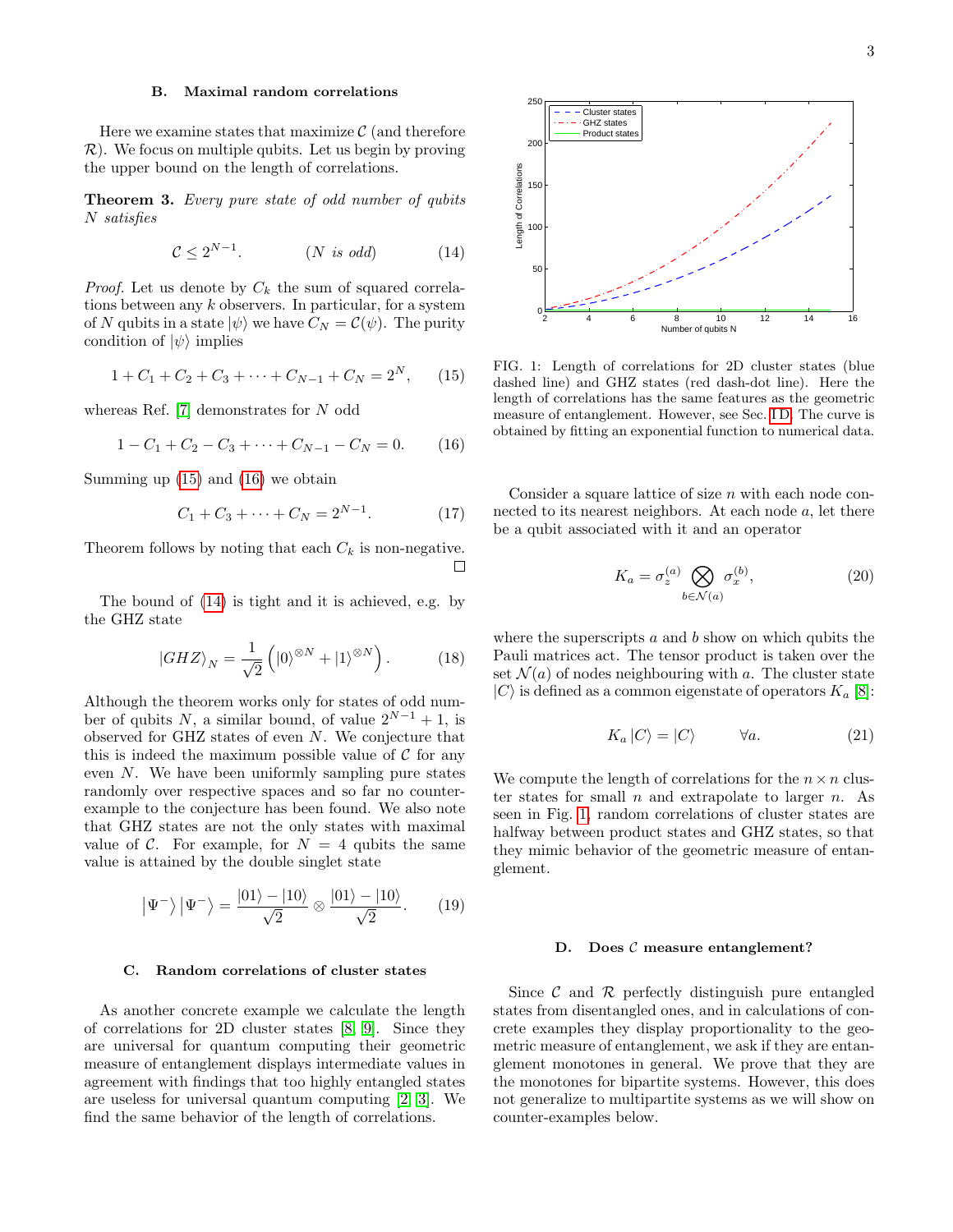### B. Maximal random correlations

Here we examine states that maximize $\mathcal{C}$ (and therefore $\mathcal{R}$). We focus on multiple qubits. Let us begin by proving the upper bound on the length of correlations.

**Theorem 3.** *Every pure state of odd number of qubits $N$ satisfies*

$$\mathcal{C} \leq 2^{N-1}. \qquad (N \text{ is odd}) \tag{14}$$

*Proof.* Let us denote by $C_k$ the sum of squared correlations between any $k$ observers. In particular, for a system of $N$ qubits in a state $|\psi\rangle$ we have $C_N = \mathcal{C}(\psi)$. The purity condition of $|\psi\rangle$ implies

$$1 + C_1 + C_2 + C_3 + \cdots + C_{N-1} + C_N = 2^N, \tag{15}$$

whereas Ref. [7] demonstrates for $N$ odd

$$1 - C_1 + C_2 - C_3 + \cdots + C_{N-1} - C_N = 0. \tag{16}$$

Summing up (15) and (16) we obtain

$$C_1 + C_3 + \cdots + C_N = 2^{N-1}. \tag{17}$$

Theorem follows by noting that each $C_k$ is non-negative. □

The bound of (14) is tight and it is achieved, e.g. by the GHZ state

$$|GHZ\rangle_N = \frac{1}{\sqrt{2}} \left( |0\rangle^{\otimes N} + |1\rangle^{\otimes N} \right). \tag{18}$$

Although the theorem works only for states of odd number of qubits $N$, a similar bound, of value $2^{N-1} + 1$, is observed for GHZ states of even $N$. We conjecture that this is indeed the maximum possible value of $\mathcal{C}$ for any even $N$. We have been uniformly sampling pure states randomly over respective spaces and so far no counter-example to the conjecture has been found. We also note that GHZ states are not the only states with maximal value of $\mathcal{C}$. For example, for $N = 4$ qubits the same value is attained by the double singlet state

$$\left|\Psi^-\right\rangle \left|\Psi^-\right\rangle = \frac{|01\rangle - |10\rangle}{\sqrt{2}} \otimes \frac{|01\rangle - |10\rangle}{\sqrt{2}}. \tag{19}$$

### C. Random correlations of cluster states

As another concrete example we calculate the length of correlations for 2D cluster states [8, 9]. Since they are universal for quantum computing their geometric measure of entanglement displays intermediate values in agreement with findings that too highly entangled states are useless for universal quantum computing [2, 3]. We find the same behavior of the length of correlations.

FIG. 1: Length of correlations for 2D cluster states (blue dashed line) and GHZ states (red dash-dot line). Here the length of correlations has the same features as the geometric measure of entanglement. However, see Sec. II D. The curve is obtained by fitting an exponential function to numerical data.

Consider a square lattice of size $n$ with each node connected to its nearest neighbors. At each node $a$, let there be a qubit associated with it and an operator

$$K_a = \sigma_z^{(a)} \bigotimes_{b \in \mathcal{N}(a)} \sigma_x^{(b)}, \tag{20}$$

where the superscripts $a$ and $b$ show on which qubits the Pauli matrices act. The tensor product is taken over the set $\mathcal{N}(a)$ of nodes neighbouring with $a$. The cluster state $|C\rangle$ is defined as a common eigenstate of operators $K_a$ [8]:

$$K_a |C\rangle = |C\rangle \qquad \forall a. \tag{21}$$

We compute the length of correlations for the $n \times n$ cluster states for small $n$ and extrapolate to larger $n$. As seen in Fig. 1, random correlations of cluster states are halfway between product states and GHZ states, so that they mimic behavior of the geometric measure of entanglement.

### D. Does $\mathcal{C}$ measure entanglement?

Since $\mathcal{C}$ and $\mathcal{R}$ perfectly distinguish pure entangled states from disentangled ones, and in calculations of concrete examples they display proportionality to the geometric measure of entanglement, we ask if they are entanglement monotones in general. We prove that they are the monotones for bipartite systems. However, this does not generalize to multipartite systems as we will show on counter-examples below.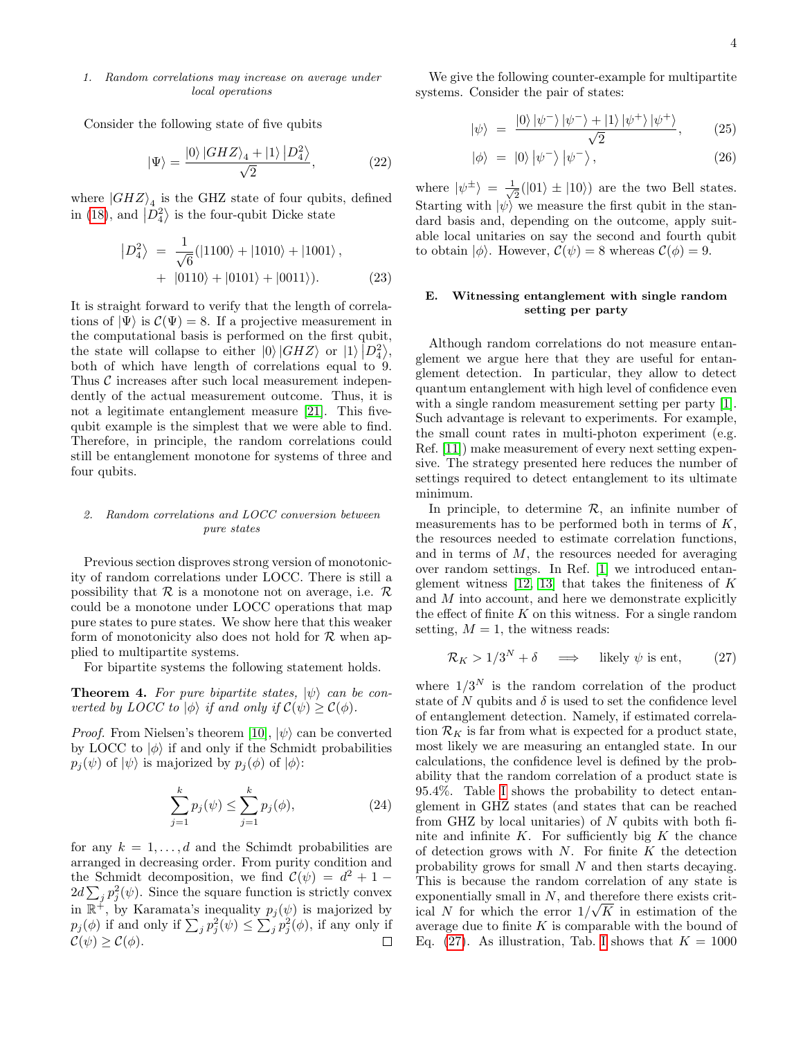#### 1. Random correlations may increase on average under local operations

Consider the following state of five qubits

$$|\Psi\rangle = \frac{|0\rangle |GHZ\rangle_4 + |1\rangle |D_4^2\rangle}{\sqrt{2}}, \tag{22}$$

where $|GHZ\rangle_4$ is the GHZ state of four qubits, defined in (18), and $|D_4^2\rangle$ is the four-qubit Dicke state

$$\begin{aligned} |D_4^2\rangle &= \frac{1}{\sqrt{6}}(|1100\rangle + |1010\rangle + |1001\rangle, \\ &+ |0110\rangle + |0101\rangle + |0011\rangle). \end{aligned} \tag{23}$$

It is straight forward to verify that the length of correlations of $|\Psi\rangle$ is $\mathcal{C}(\Psi) = 8$. If a projective measurement in the computational basis is performed on the first qubit, the state will collapse to either $|0\rangle |GHZ\rangle$ or $|1\rangle |D_4^2\rangle$, both of which have length of correlations equal to 9. Thus $\mathcal{C}$ increases after such local measurement independently of the actual measurement outcome. Thus, it is not a legitimate entanglement measure [21]. This five-qubit example is the simplest that we were able to find. Therefore, in principle, the random correlations could still be entanglement monotone for systems of three and four qubits.

#### 2. Random correlations and LOCC conversion between pure states

Previous section disproves strong version of monotonicity of random correlations under LOCC. There is still a possibility that $\mathcal{R}$ is a monotone not on average, i.e. $\mathcal{R}$ could be a monotone under LOCC operations that map pure states to pure states. We show here that this weaker form of monotonicity also does not hold for $\mathcal{R}$ when applied to multipartite systems.

For bipartite systems the following statement holds.

**Theorem 4.** *For pure bipartite states, $|\psi\rangle$ can be converted by LOCC to $|\phi\rangle$ if and only if $\mathcal{C}(\psi) \geq \mathcal{C}(\phi)$.*

*Proof.* From Nielsen's theorem [10], $|\psi\rangle$ can be converted by LOCC to $|\phi\rangle$ if and only if the Schmidt probabilities $p_j(\psi)$ of $|\psi\rangle$ is majorized by $p_j(\phi)$ of $|\phi\rangle$:

$$\sum_{j=1}^{k} p_j(\psi) \leq \sum_{j=1}^{k} p_j(\phi), \tag{24}$$

for any $k = 1, \ldots, d$ and the Schimdt probabilities are arranged in decreasing order. From purity condition and the Schmidt decomposition, we find $\mathcal{C}(\psi) = d^2 + 1 - 2d \sum_j p_j^2(\psi)$. Since the square function is strictly convex in $\mathbb{R}^+$, by Karamata's inequality $p_j(\psi)$ is majorized by $p_j(\phi)$ if and only if $\sum_j p_j^2(\psi) \leq \sum_j p_j^2(\phi)$, if any only if $\mathcal{C}(\psi) \geq \mathcal{C}(\phi)$. $\square$

We give the following counter-example for multipartite systems. Consider the pair of states:

$$|\psi\rangle = \frac{|0\rangle |\psi^-\rangle |\psi^-\rangle + |1\rangle |\psi^+\rangle |\psi^+\rangle}{\sqrt{2}}, \tag{25}$$

$$|\phi\rangle = |0\rangle |\psi^-\rangle |\psi^-\rangle, \tag{26}$$

where $|\psi^\pm\rangle = \frac{1}{\sqrt{2}}(|01\rangle \pm |10\rangle)$ are the two Bell states. Starting with $|\psi\rangle$ we measure the first qubit in the standard basis and, depending on the outcome, apply suitable local unitaries on say the second and fourth qubit to obtain $|\phi\rangle$. However, $\mathcal{C}(\psi) = 8$ whereas $\mathcal{C}(\phi) = 9$.

### E. Witnessing entanglement with single random setting per party

Although random correlations do not measure entanglement we argue here that they are useful for entanglement detection. In particular, they allow to detect quantum entanglement with high level of confidence even with a single random measurement setting per party [1]. Such advantage is relevant to experiments. For example, the small count rates in multi-photon experiment (e.g. Ref. [11]) make measurement of every next setting expensive. The strategy presented here reduces the number of settings required to detect entanglement to its ultimate minimum.

In principle, to determine $\mathcal{R}$, an infinite number of measurements has to be performed both in terms of $K$, the resources needed to estimate correlation functions, and in terms of $M$, the resources needed for averaging over random settings. In Ref. [1] we introduced entanglement witness [12, 13] that takes the finiteness of $K$ and $M$ into account, and here we demonstrate explicitly the effect of finite $K$ on this witness. For a single random setting, $M = 1$, the witness reads:

$$\mathcal{R}_K > 1/3^N + \delta \quad \Longrightarrow \quad \text{likely } \psi \text{ is ent}, \tag{27}$$

where $1/3^N$ is the random correlation of the product state of $N$ qubits and $\delta$ is used to set the confidence level of entanglement detection. Namely, if estimated correlation $\mathcal{R}_K$ is far from what is expected for a product state, most likely we are measuring an entangled state. In our calculations, the confidence level is defined by the probability that the random correlation of a product state is 95.4%. Table I shows the probability to detect entanglement in GHZ states (and states that can be reached from GHZ by local unitaries) of $N$ qubits with both finite and infinite $K$. For sufficiently big $K$ the chance of detection grows with $N$. For finite $K$ the detection probability grows for small $N$ and then starts decaying. This is because the random correlation of any state is exponentially small in $N$, and therefore there exists critical $N$ for which the error $1/\sqrt{K}$ in estimation of the average due to finite $K$ is comparable with the bound of Eq. (27). As illustration, Tab. I shows that $K = 1000$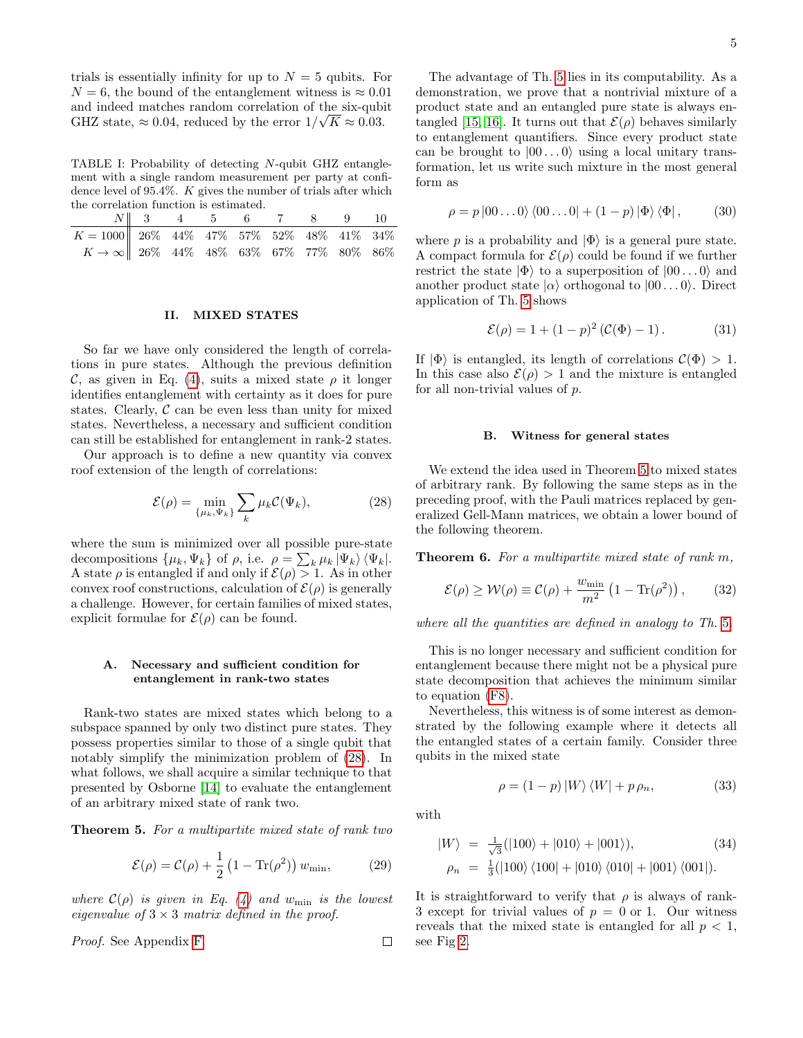trials is essentially infinity for up to $N = 5$ qubits. For $N = 6$, the bound of the entanglement witness is $\approx 0.01$ and indeed matches random correlation of the six-qubit GHZ state, $\approx 0.04$, reduced by the error $1/\sqrt{K} \approx 0.03$.

TABLE I: Probability of detecting $N$-qubit GHZ entanglement with a single random measurement per party at confidence level of 95.4%. $K$ gives the number of trials after which the correlation function is estimated.

| $N$ | 3 | 4 | 5 | 6 | 7 | 8 | 9 | 10 |
|---|---|---|---|---|---|---|---|---|
| $K = 1000$ | 26% | 44% | 47% | 57% | 52% | 48% | 41% | 34% |
| $K \to \infty$ | 26% | 44% | 48% | 63% | 67% | 77% | 80% | 86% |

## II. MIXED STATES

So far we have only considered the length of correlations in pure states. Although the previous definition $\mathcal{C}$, as given in Eq. (4), suits a mixed state $\rho$ it longer identifies entanglement with certainty as it does for pure states. Clearly, $\mathcal{C}$ can be even less than unity for mixed states. Nevertheless, a necessary and sufficient condition can still be established for entanglement in rank-2 states.

Our approach is to define a new quantity via convex roof extension of the length of correlations:

$$\mathcal{E}(\rho) = \min_{\{\mu_k, \Psi_k\}} \sum_k \mu_k \mathcal{C}(\Psi_k), \tag{28}$$

where the sum is minimized over all possible pure-state decompositions $\{\mu_k, \Psi_k\}$ of $\rho$, i.e. $\rho = \sum_k \mu_k \left|\Psi_k\right\rangle \left\langle\Psi_k\right|$. A state $\rho$ is entangled if and only if $\mathcal{E}(\rho) > 1$. As in other convex roof constructions, calculation of $\mathcal{E}(\rho)$ is generally a challenge. However, for certain families of mixed states, explicit formulae for $\mathcal{E}(\rho)$ can be found.

### A. Necessary and sufficient condition for entanglement in rank-two states

Rank-two states are mixed states which belong to a subspace spanned by only two distinct pure states. They possess properties similar to those of a single qubit that notably simplify the minimization problem of (28). In what follows, we shall acquire a similar technique to that presented by Osborne [14] to evaluate the entanglement of an arbitrary mixed state of rank two.

**Theorem 5.** *For a multipartite mixed state of rank two*

$$\mathcal{E}(\rho) = \mathcal{C}(\rho) + \frac{1}{2}\left(1 - \mathrm{Tr}(\rho^2)\right) w_{\min}, \tag{29}$$

*where $\mathcal{C}(\rho)$ is given in Eq. (4) and $w_{\min}$ is the lowest eigenvalue of $3 \times 3$ matrix defined in the proof.*

*Proof.* See Appendix F. ◻

The advantage of Th. 5 lies in its computability. As a demonstration, we prove that a nontrivial mixture of a product state and an entangled pure state is always entangled [15, 16]. It turns out that $\mathcal{E}(\rho)$ behaves similarly to entanglement quantifiers. Since every product state can be brought to $|00\ldots0\rangle$ using a local unitary transformation, let us write such mixture in the most general form as

$$\rho = p\left|00\ldots0\right\rangle\left\langle00\ldots0\right| + (1-p)\left|\Phi\right\rangle\left\langle\Phi\right|, \tag{30}$$

where $p$ is a probability and $|\Phi\rangle$ is a general pure state. A compact formula for $\mathcal{E}(\rho)$ could be found if we further restrict the state $|\Phi\rangle$ to a superposition of $|00\ldots0\rangle$ and another product state $|\alpha\rangle$ orthogonal to $|00\ldots0\rangle$. Direct application of Th. 5 shows

$$\mathcal{E}(\rho) = 1 + (1-p)^2 \left(\mathcal{C}(\Phi) - 1\right). \tag{31}$$

If $|\Phi\rangle$ is entangled, its length of correlations $\mathcal{C}(\Phi) > 1$. In this case also $\mathcal{E}(\rho) > 1$ and the mixture is entangled for all non-trivial values of $p$.

### B. Witness for general states

We extend the idea used in Theorem 5 to mixed states of arbitrary rank. By following the same steps as in the preceding proof, with the Pauli matrices replaced by generalized Gell-Mann matrices, we obtain a lower bound of the following theorem.

**Theorem 6.** *For a multipartite mixed state of rank $m$,*

$$\mathcal{E}(\rho) \geq \mathcal{W}(\rho) \equiv \mathcal{C}(\rho) + \frac{w_{\min}}{m^2}\left(1 - \mathrm{Tr}(\rho^2)\right), \tag{32}$$

*where all the quantities are defined in analogy to Th. 5.*

This is no longer necessary and sufficient condition for entanglement because there might not be a physical pure state decomposition that achieves the minimum similar to equation (F8).

Nevertheless, this witness is of some interest as demonstrated by the following example where it detects all the entangled states of a certain family. Consider three qubits in the mixed state

$$\rho = (1-p)\left|W\right\rangle\left\langle W\right| + p\,\rho_n, \tag{33}$$

with

$$\begin{aligned} |W\rangle &= \tfrac{1}{\sqrt{3}}(|100\rangle + |010\rangle + |001\rangle), \\ \rho_n &= \tfrac{1}{3}(|100\rangle\langle100| + |010\rangle\langle010| + |001\rangle\langle001|). \end{aligned} \tag{34}$$

It is straightforward to verify that $\rho$ is always of rank-3 except for trivial values of $p = 0$ or $1$. Our witness reveals that the mixed state is entangled for all $p < 1$, see Fig 2.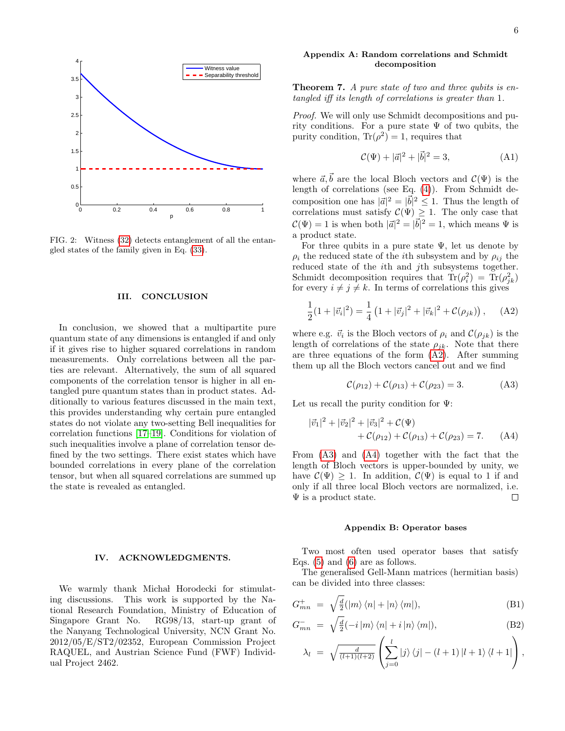FIG. 2: Witness (32) detects entanglement of all the entangled states of the family given in Eq. (33).

## III. CONCLUSION

In conclusion, we showed that a multipartite pure quantum state of any dimensions is entangled if and only if it gives rise to higher squared correlations in random measurements. Only correlations between all the parties are relevant. Alternatively, the sum of all squared components of the correlation tensor is higher in all entangled pure quantum states than in product states. Additionally to various features discussed in the main text, this provides understanding why certain pure entangled states do not violate any two-setting Bell inequalities for correlation functions [17–19]. Conditions for violation of such inequalities involve a plane of correlation tensor defined by the two settings. There exist states which have bounded correlations in every plane of the correlation tensor, but when all squared correlations are summed up the state is revealed as entangled.

## IV. ACKNOWLEDGMENTS.

We warmly thank Michał Horodecki for stimulating discussions. This work is supported by the National Research Foundation, Ministry of Education of Singapore Grant No. RG98/13, start-up grant of the Nanyang Technological University, NCN Grant No. 2012/05/E/ST2/02352, European Commission Project RAQUEL, and Austrian Science Fund (FWF) Individual Project 2462.

## Appendix A: Random correlations and Schmidt decomposition

**Theorem 7.** *A pure state of two and three qubits is entangled iff its length of correlations is greater than* 1.

*Proof.* We will only use Schmidt decompositions and purity conditions. For a pure state $\Psi$ of two qubits, the purity condition, $\mathrm{Tr}(\rho^2) = 1$, requires that

$$\mathcal{C}(\Psi) + |\vec{a}|^2 + |\vec{b}|^2 = 3, \tag{A1}$$

where $\vec{a}, \vec{b}$ are the local Bloch vectors and $\mathcal{C}(\Psi)$ is the length of correlations (see Eq. (4)). From Schmidt decomposition one has $|\vec{a}|^2 = |\vec{b}|^2 \leq 1$. Thus the length of correlations must satisfy $\mathcal{C}(\Psi) \geq 1$. The only case that $\mathcal{C}(\Psi) = 1$ is when both $|\vec{a}|^2 = |\vec{b}|^2 = 1$, which means $\Psi$ is a product state.

For three qubits in a pure state $\Psi$, let us denote by $\rho_i$ the reduced state of the $i$th subsystem and by $\rho_{ij}$ the reduced state of the $i$th and $j$th subsystems together. Schmidt decomposition requires that $\mathrm{Tr}(\rho_i^2) = \mathrm{Tr}(\rho_{jk}^2)$ for every $i \neq j \neq k$. In terms of correlations this gives

$$\frac{1}{2}(1 + |\vec{v}_i|^2) = \frac{1}{4}\left(1 + |\vec{v}_j|^2 + |\vec{v}_k|^2 + \mathcal{C}(\rho_{jk})\right), \tag{A2}$$

where e.g. $\vec{v}_i$ is the Bloch vectors of $\rho_i$ and $\mathcal{C}(\rho_{jk})$ is the length of correlations of the state $\rho_{jk}$. Note that there are three equations of the form (A2). After summing them up all the Bloch vectors cancel out and we find

$$\mathcal{C}(\rho_{12}) + \mathcal{C}(\rho_{13}) + \mathcal{C}(\rho_{23}) = 3. \tag{A3}$$

Let us recall the purity condition for $\Psi$:

$$|\vec{v}_1|^2 + |\vec{v}_2|^2 + |\vec{v}_3|^2 + \mathcal{C}(\Psi) + \mathcal{C}(\rho_{12}) + \mathcal{C}(\rho_{13}) + \mathcal{C}(\rho_{23}) = 7. \tag{A4}$$

From (A3) and (A4) together with the fact that the length of Bloch vectors is upper-bounded by unity, we have $\mathcal{C}(\Psi) \geq 1$. In addition, $\mathcal{C}(\Psi)$ is equal to 1 if and only if all three local Bloch vectors are normalized, i.e. $\Psi$ is a product state. □

## Appendix B: Operator bases

Two most often used operator bases that satisfy Eqs. (5) and (6) are as follows.

The generalised Gell-Mann matrices (hermitian basis) can be divided into three classes:

$$G^+_{mn} = \sqrt{\tfrac{d}{2}}(|m\rangle\langle n| + |n\rangle\langle m|), \tag{B1}$$

$$G^-_{mn} = \sqrt{\tfrac{d}{2}}(-i\,|m\rangle\langle n| + i\,|n\rangle\langle m|), \tag{B2}$$

$$\lambda_l = \sqrt{\tfrac{d}{(l+1)(l+2)}}\left(\sum_{j=0}^{l} |j\rangle\langle j| - (l+1)\,|l+1\rangle\langle l+1|\right),$$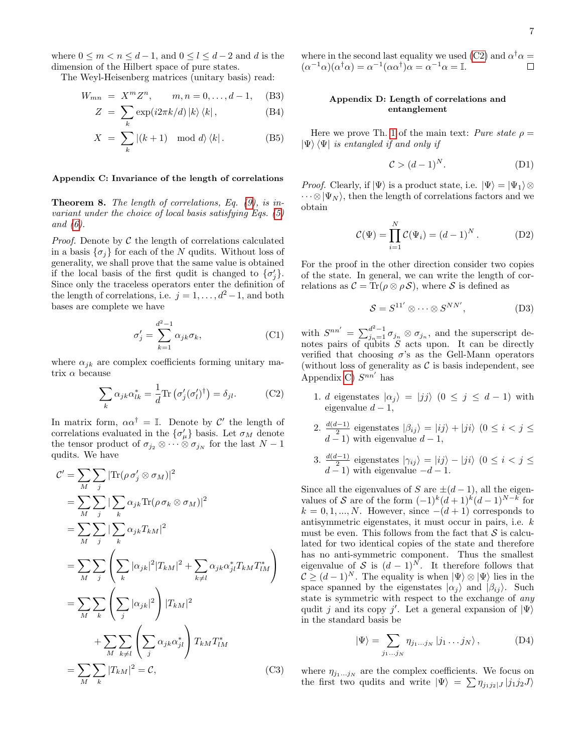where $0 \leq m < n \leq d-1$, and $0 \leq l \leq d-2$ and $d$ is the dimension of the Hilbert space of pure states.

The Weyl-Heisenberg matrices (unitary basis) read:

$$W_{mn} = X^m Z^n, \qquad m,n = 0,\ldots,d-1, \tag{B3}$$
$$Z = \sum_k \exp(i2\pi k/d) |k\rangle \langle k|, \tag{B4}$$
$$X = \sum_k |(k+1) \mod d\rangle \langle k|. \tag{B5}$$

### Appendix C: Invariance of the length of correlations

**Theorem 8.** *The length of correlations, Eq. (9), is invariant under the choice of local basis satisfying Eqs. (5) and (6).*

*Proof.* Denote by $\mathcal{C}$ the length of correlations calculated in a basis $\{\sigma_j\}$ for each of the $N$ qudits. Without loss of generality, we shall prove that the same value is obtained if the local basis of the first qudit is changed to $\{\sigma_j'\}$. Since only the traceless operators enter the definition of the length of correlations, i.e. $j = 1,\ldots,d^2-1$, and both bases are complete we have

$$\sigma_j' = \sum_{k=1}^{d^2-1} \alpha_{jk}\sigma_k, \tag{C1}$$

where $\alpha_{jk}$ are complex coefficients forming unitary matrix $\alpha$ because

$$\sum_k \alpha_{jk}\alpha_{lk}^* = \frac{1}{d}\mathrm{Tr}\left(\sigma_j'(\sigma_l')^\dagger\right) = \delta_{jl}. \tag{C2}$$

In matrix form, $\alpha\alpha^\dagger = \mathbb{I}$. Denote by $\mathcal{C}'$ the length of correlations evaluated in the $\{\sigma_\mu'\}$ basis. Let $\sigma_M$ denote the tensor product of $\sigma_{j_2} \otimes \cdots \otimes \sigma_{j_N}$ for the last $N-1$ qudits. We have

$$\begin{aligned}
\mathcal{C}' &= \sum_M \sum_j |\mathrm{Tr}(\rho\, \sigma_j' \otimes \sigma_M)|^2 \\
&= \sum_M \sum_j |\sum_k \alpha_{jk} \mathrm{Tr}(\rho\, \sigma_k \otimes \sigma_M)|^2 \\
&= \sum_M \sum_j |\sum_k \alpha_{jk} T_{kM}|^2 \\
&= \sum_M \sum_j \left( \sum_k |\alpha_{jk}|^2 |T_{kM}|^2 + \sum_{k\neq l} \alpha_{jk}\alpha_{jl}^* T_{kM} T_{lM}^* \right) \\
&= \sum_M \sum_k \left( \sum_j |\alpha_{jk}|^2 \right) |T_{kM}|^2 \\
&\quad + \sum_M \sum_{k \neq l} \left( \sum_j \alpha_{jk}\alpha_{jl}^* \right) T_{kM} T_{lM}^* \\
&= \sum_M \sum_k |T_{kM}|^2 = \mathcal{C},
\end{aligned} \tag{C3}$$

where in the second last equality we used (C2) and $\alpha^\dagger\alpha = (\alpha^{-1}\alpha)(\alpha^\dagger\alpha) = \alpha^{-1}(\alpha\alpha^\dagger)\alpha = \alpha^{-1}\alpha = \mathbb{I}$. $\square$

### Appendix D: Length of correlations and entanglement

Here we prove Th. 1 of the main text: *Pure state $\rho = |\Psi\rangle\langle\Psi|$ is entangled if and only if*

$$\mathcal{C} > (d-1)^N. \tag{D1}$$

*Proof.* Clearly, if $|\Psi\rangle$ is a product state, i.e. $|\Psi\rangle = |\Psi_1\rangle \otimes \cdots \otimes |\Psi_N\rangle$, then the length of correlations factors and we obtain

$$\mathcal{C}(\Psi) = \prod_{i=1}^N \mathcal{C}(\Psi_i) = (d-1)^N. \tag{D2}$$

For the proof in the other direction consider two copies of the state. In general, we can write the length of correlations as $\mathcal{C} = \mathrm{Tr}(\rho \otimes \rho\, \mathcal{S})$, where $\mathcal{S}$ is defined as

$$\mathcal{S} = S^{11'} \otimes \cdots \otimes S^{NN'}, \tag{D3}$$

with $S^{nn'} = \sum_{j_n=1}^{d^2-1} \sigma_{j_n} \otimes \sigma_{j_n}$, and the superscript denotes pairs of qubits $S$ acts upon. It can be directly verified that choosing $\sigma$'s as the Gell-Mann operators (without loss of generality as $\mathcal{C}$ is basis independent, see Appendix C) $S^{nn'}$ has

1. $d$ eigenstates $|\alpha_j\rangle = |jj\rangle$ $(0 \leq j \leq d-1)$ with eigenvalue $d-1$,
2. $\frac{d(d-1)}{2}$ eigenstates $|\beta_{ij}\rangle = |ij\rangle + |ji\rangle$ $(0 \leq i < j \leq d-1)$ with eigenvalue $d-1$,
3. $\frac{d(d-1)}{2}$ eigenstates $|\gamma_{ij}\rangle = |ij\rangle - |ji\rangle$ $(0 \leq i < j \leq d-1)$ with eigenvalue $-d-1$.

Since all the eigenvalues of $S$ are $\pm(d-1)$, all the eigenvalues of $\mathcal{S}$ are of the form $(-1)^k(d+1)^k(d-1)^{N-k}$ for $k = 0,1,...,N$. However, since $-(d+1)$ corresponds to antisymmetric eigenstates, it must occur in pairs, i.e. $k$ must be even. This follows from the fact that $\mathcal{S}$ is calculated for two identical copies of the state and therefore has no anti-symmetric component. Thus the smallest eigenvalue of $\mathcal{S}$ is $(d-1)^N$. It therefore follows that $\mathcal{C} \geq (d-1)^N$. The equality is when $|\Psi\rangle \otimes |\Psi\rangle$ lies in the space spanned by the eigenstates $|\alpha_j\rangle$ and $|\beta_{ij}\rangle$. Such state is symmetric with respect to the exchange of *any* qudit $j$ and its copy $j'$. Let a general expansion of $|\Psi\rangle$ in the standard basis be

$$|\Psi\rangle = \sum_{j_1 \ldots j_N} \eta_{j_1\ldots j_N} |j_1 \ldots j_N\rangle, \tag{D4}$$

where $\eta_{j_1\ldots j_N}$ are the complex coefficients. We focus on the first two qudits and write $|\Psi\rangle = \sum \eta_{j_1 j_2 | J} |j_1 j_2 J\rangle$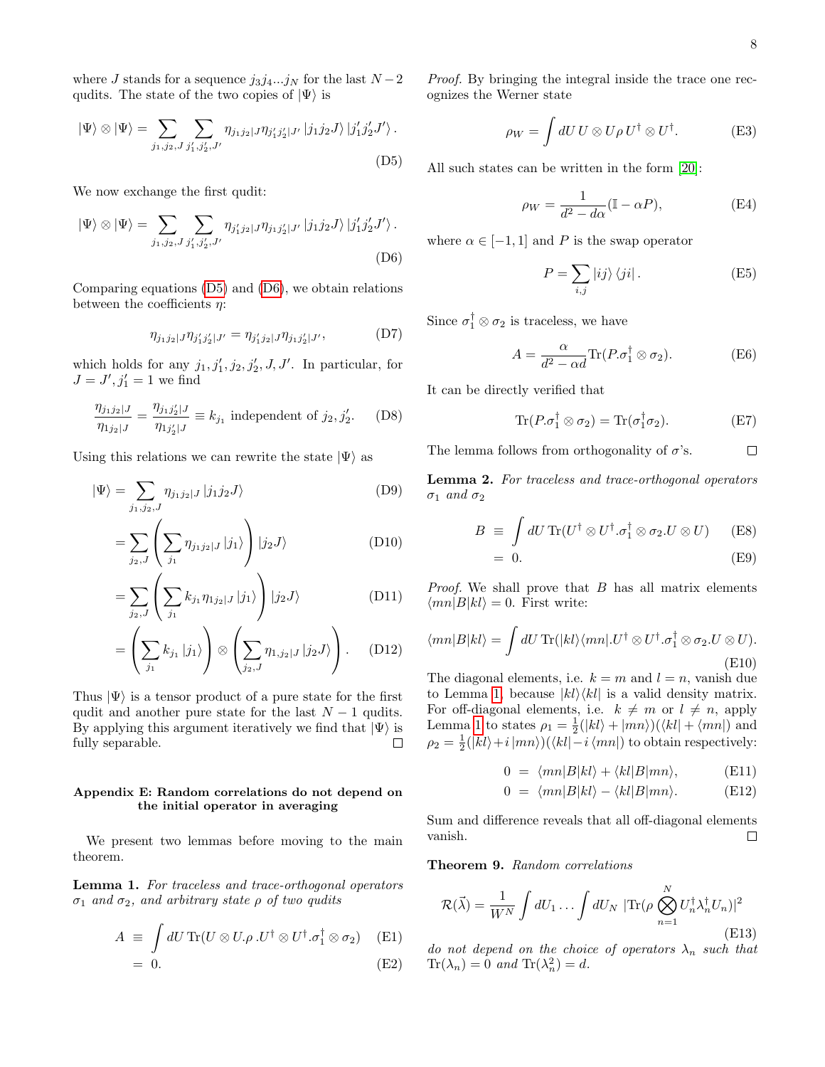where $J$ stands for a sequence $j_3 j_4 ... j_N$ for the last $N-2$ qudits. The state of the two copies of $|\Psi\rangle$ is

$$|\Psi\rangle \otimes |\Psi\rangle = \sum_{j_1,j_2,J} \sum_{j_1',j_2',J'} \eta_{j_1 j_2|J} \eta_{j_1' j_2'|J'} |j_1 j_2 J\rangle |j_1' j_2' J'\rangle . \tag{D5}$$

We now exchange the first qudit:

$$|\Psi\rangle \otimes |\Psi\rangle = \sum_{j_1,j_2,J} \sum_{j_1',j_2',J'} \eta_{j_1' j_2|J} \eta_{j_1 j_2'|J'} |j_1 j_2 J\rangle |j_1' j_2' J'\rangle . \tag{D6}$$

Comparing equations (D5) and (D6), we obtain relations between the coefficients $\eta$:

$$\eta_{j_1 j_2|J} \eta_{j_1' j_2'|J'} = \eta_{j_1' j_2|J} \eta_{j_1 j_2'|J'}, \tag{D7}$$

which holds for any $j_1, j_1', j_2, j_2', J, J'$. In particular, for $J = J', j_1' = 1$ we find

$$\frac{\eta_{j_1 j_2|J}}{\eta_{1 j_2|J}} = \frac{\eta_{j_1 j_2'|J}}{\eta_{1 j_2'|J}} \equiv k_{j_1} \text{ independent of } j_2, j_2'. \tag{D8}$$

Using this relations we can rewrite the state $|\Psi\rangle$ as

$$|\Psi\rangle = \sum_{j_1,j_2,J} \eta_{j_1 j_2|J} |j_1 j_2 J\rangle \tag{D9}$$

$$= \sum_{j_2,J} \left( \sum_{j_1} \eta_{j_1 j_2|J} |j_1\rangle \right) |j_2 J\rangle \tag{D10}$$

$$= \sum_{j_2,J} \left( \sum_{j_1} k_{j_1} \eta_{1 j_2|J} |j_1\rangle \right) |j_2 J\rangle \tag{D11}$$

$$= \left( \sum_{j_1} k_{j_1} |j_1\rangle \right) \otimes \left( \sum_{j_2,J} \eta_{1,j_2|J} |j_2 J\rangle \right). \tag{D12}$$

Thus $|\Psi\rangle$ is a tensor product of a pure state for the first qudit and another pure state for the last $N-1$ qudits. By applying this argument iteratively we find that $|\Psi\rangle$ is fully separable. □

### Appendix E: Random correlations do not depend on the initial operator in averaging

We present two lemmas before moving to the main theorem.

**Lemma 1.** *For traceless and trace-orthogonal operators $\sigma_1$ and $\sigma_2$, and arbitrary state $\rho$ of two qudits*

$$A \equiv \int dU \, \mathrm{Tr}(U \otimes U.\rho \, .U^\dagger \otimes U^\dagger.\sigma_1^\dagger \otimes \sigma_2) \tag{E1}$$
$$= 0. \tag{E2}$$

*Proof.* By bringing the integral inside the trace one recognizes the Werner state

$$\rho_W = \int dU \, U \otimes U \rho \, U^\dagger \otimes U^\dagger. \tag{E3}$$

All such states can be written in the form [20]:

$$\rho_W = \frac{1}{d^2 - d\alpha}(\mathbb{I} - \alpha P), \tag{E4}$$

where $\alpha \in [-1, 1]$ and $P$ is the swap operator

$$P = \sum_{i,j} |ij\rangle \langle ji| . \tag{E5}$$

Since $\sigma_1^\dagger \otimes \sigma_2$ is traceless, we have

$$A = \frac{\alpha}{d^2 - \alpha d} \mathrm{Tr}(P.\sigma_1^\dagger \otimes \sigma_2). \tag{E6}$$

It can be directly verified that

$$\mathrm{Tr}(P.\sigma_1^\dagger \otimes \sigma_2) = \mathrm{Tr}(\sigma_1^\dagger \sigma_2). \tag{E7}$$

The lemma follows from orthogonality of $\sigma$'s. □

**Lemma 2.** *For traceless and trace-orthogonal operators $\sigma_1$ and $\sigma_2$*

$$B \equiv \int dU \, \mathrm{Tr}(U^\dagger \otimes U^\dagger.\sigma_1^\dagger \otimes \sigma_2.U \otimes U) \tag{E8}$$
$$= 0. \tag{E9}$$

*Proof.* We shall prove that $B$ has all matrix elements $\langle mn|B|kl\rangle = 0$. First write:

$$\langle mn|B|kl\rangle = \int dU \, \mathrm{Tr}(|kl\rangle\langle mn|.U^\dagger \otimes U^\dagger.\sigma_1^\dagger \otimes \sigma_2.U \otimes U). \tag{E10}$$

The diagonal elements, i.e. $k = m$ and $l = n$, vanish due to Lemma 1, because $|kl\rangle\langle kl|$ is a valid density matrix. For off-diagonal elements, i.e. $k \neq m$ or $l \neq n$, apply Lemma 1 to states $\rho_1 = \frac{1}{2}(|kl\rangle + |mn\rangle)(\langle kl| + \langle mn|)$ and $\rho_2 = \frac{1}{2}(|kl\rangle + i\,|mn\rangle)(\langle kl| - i\,\langle mn|)$ to obtain respectively:

$$0 = \langle mn|B|kl\rangle + \langle kl|B|mn\rangle, \tag{E11}$$
$$0 = \langle mn|B|kl\rangle - \langle kl|B|mn\rangle. \tag{E12}$$

Sum and difference reveals that all off-diagonal elements vanish. □

**Theorem 9.** *Random correlations*

$$\mathcal{R}(\vec{\lambda}) = \frac{1}{W^N} \int dU_1 \ldots \int dU_N \, |\mathrm{Tr}(\rho \bigotimes_{n=1}^{N} U_n^\dagger \lambda_n^\dagger U_n)|^2 \tag{E13}$$

*do not depend on the choice of operators $\lambda_n$ such that $\mathrm{Tr}(\lambda_n) = 0$ and $\mathrm{Tr}(\lambda_n^2) = d$.*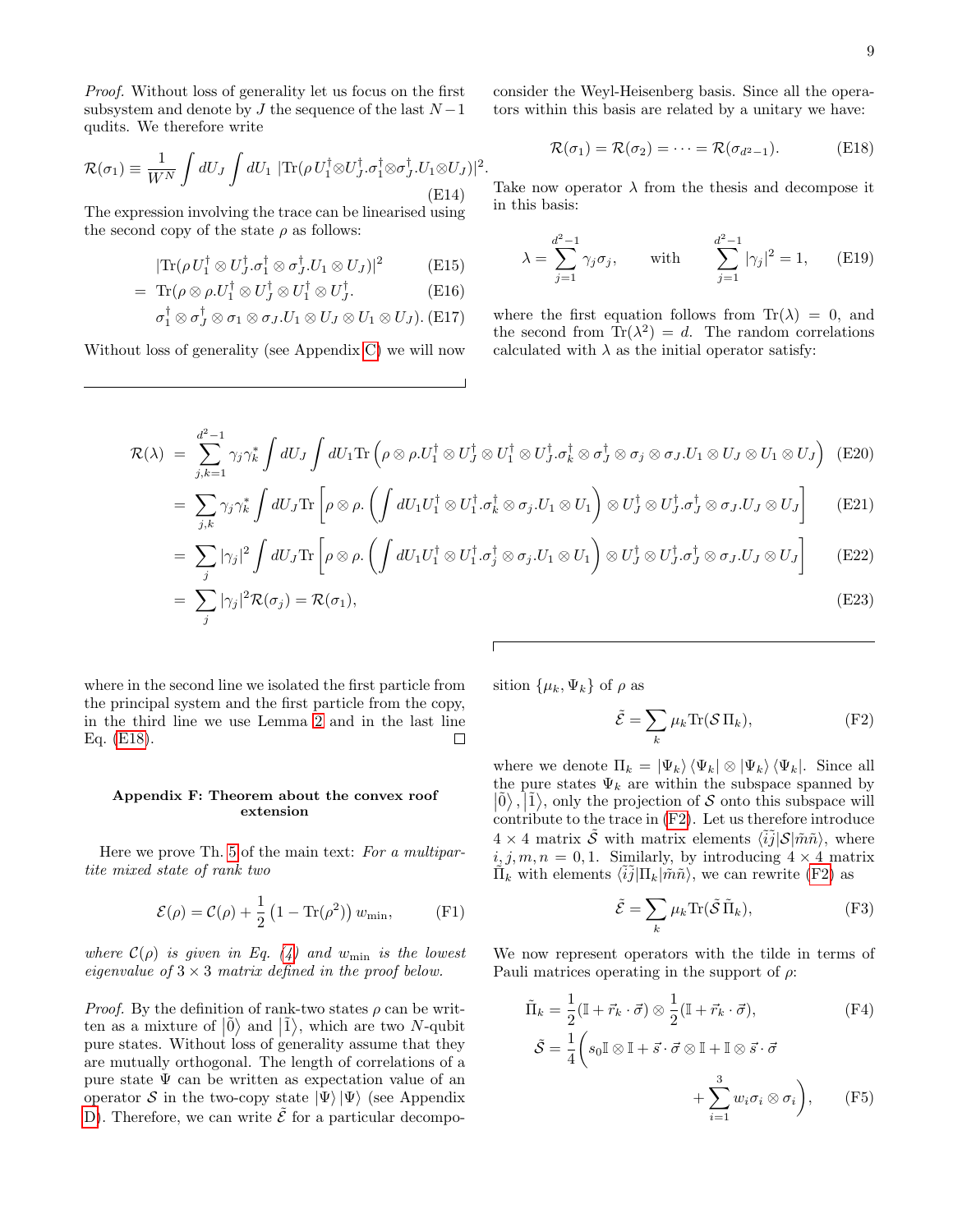*Proof.* Without loss of generality let us focus on the first subsystem and denote by $J$ the sequence of the last $N-1$ qudits. We therefore write

$$\mathcal{R}(\sigma_1) \equiv \frac{1}{W^N}\int dU_J \int dU_1 \; |\mathrm{Tr}(\rho\, U_1^\dagger \otimes U_J^\dagger . \sigma_1^\dagger \otimes \sigma_J^\dagger . U_1 \otimes U_J)|^2. \tag{E14}$$

The expression involving the trace can be linearised using the second copy of the state $\rho$ as follows:

$$\begin{aligned} & |\mathrm{Tr}(\rho\, U_1^\dagger \otimes U_J^\dagger . \sigma_1^\dagger \otimes \sigma_J^\dagger . U_1 \otimes U_J)|^2 && \text{(E15)} \\ = \; & \mathrm{Tr}(\rho \otimes \rho . U_1^\dagger \otimes U_J^\dagger \otimes U_1^\dagger \otimes U_J^\dagger . && \text{(E16)} \\ & \sigma_1^\dagger \otimes \sigma_J^\dagger \otimes \sigma_1 \otimes \sigma_J . U_1 \otimes U_J \otimes U_1 \otimes U_J). && \text{(E17)} \end{aligned}$$

Without loss of generality (see Appendix C) we will now consider the Weyl-Heisenberg basis. Since all the operators within this basis are related by a unitary we have:

$$\mathcal{R}(\sigma_1) = \mathcal{R}(\sigma_2) = \cdots = \mathcal{R}(\sigma_{d^2-1}). \tag{E18}$$

Take now operator $\lambda$ from the thesis and decompose it in this basis:

$$\lambda = \sum_{j=1}^{d^2-1} \gamma_j \sigma_j, \qquad \text{with} \qquad \sum_{j=1}^{d^2-1} |\gamma_j|^2 = 1, \tag{E19}$$

where the first equation follows from $\mathrm{Tr}(\lambda) = 0$, and the second from $\mathrm{Tr}(\lambda^2) = d$. The random correlations calculated with $\lambda$ as the initial operator satisfy:

$$\begin{aligned} \mathcal{R}(\lambda) &= \sum_{j,k=1}^{d^2-1} \gamma_j \gamma_k^* \int dU_J \int dU_1 \mathrm{Tr}\left(\rho \otimes \rho . U_1^\dagger \otimes U_J^\dagger \otimes U_1^\dagger \otimes U_J^\dagger . \sigma_k^\dagger \otimes \sigma_J^\dagger \otimes \sigma_j \otimes \sigma_J . U_1 \otimes U_J \otimes U_1 \otimes U_J\right) && \text{(E20)} \\ &= \sum_{j,k} \gamma_j \gamma_k^* \int dU_J \mathrm{Tr}\left[\rho \otimes \rho . \left(\int dU_1 U_1^\dagger \otimes U_1^\dagger . \sigma_k^\dagger \otimes \sigma_j . U_1 \otimes U_1\right) \otimes U_J^\dagger \otimes U_J^\dagger . \sigma_J^\dagger \otimes \sigma_J . U_J \otimes U_J\right] && \text{(E21)} \\ &= \sum_{j} |\gamma_j|^2 \int dU_J \mathrm{Tr}\left[\rho \otimes \rho . \left(\int dU_1 U_1^\dagger \otimes U_1^\dagger . \sigma_j^\dagger \otimes \sigma_j . U_1 \otimes U_1\right) \otimes U_J^\dagger \otimes U_J^\dagger . \sigma_J^\dagger \otimes \sigma_J . U_J \otimes U_J\right] && \text{(E22)} \\ &= \sum_j |\gamma_j|^2 \mathcal{R}(\sigma_j) = \mathcal{R}(\sigma_1), && \text{(E23)} \end{aligned}$$

where in the second line we isolated the first particle from the principal system and the first particle from the copy, in the third line we use Lemma 2 and in the last line Eq. (E18). □

### Appendix F: Theorem about the convex roof extension

Here we prove Th. 5 of the main text: *For a multipartite mixed state of rank two*

$$\mathcal{E}(\rho) = \mathcal{C}(\rho) + \frac{1}{2}\left(1 - \mathrm{Tr}(\rho^2)\right) w_{\min}, \tag{F1}$$

*where $\mathcal{C}(\rho)$ is given in Eq. (4) and $w_{\min}$ is the lowest eigenvalue of $3 \times 3$ matrix defined in the proof below.*

*Proof.* By the definition of rank-two states $\rho$ can be written as a mixture of $|\tilde{0}\rangle$ and $|\tilde{1}\rangle$, which are two $N$-qubit pure states. Without loss of generality assume that they are mutually orthogonal. The length of correlations of a pure state $\Psi$ can be written as expectation value of an operator $\mathcal{S}$ in the two-copy state $|\Psi\rangle|\Psi\rangle$ (see Appendix D). Therefore, we can write $\tilde{\mathcal{E}}$ for a particular decomposition $\{\mu_k, \Psi_k\}$ of $\rho$ as

$$\tilde{\mathcal{E}} = \sum_k \mu_k \mathrm{Tr}(\mathcal{S}\, \Pi_k), \tag{F2}$$

where we denote $\Pi_k = |\Psi_k\rangle\langle\Psi_k| \otimes |\Psi_k\rangle\langle\Psi_k|$. Since all the pure states $\Psi_k$ are within the subspace spanned by $|\tilde{0}\rangle, |\tilde{1}\rangle$, only the projection of $\mathcal{S}$ onto this subspace will contribute to the trace in (F2). Let us therefore introduce $4 \times 4$ matrix $\tilde{\mathcal{S}}$ with matrix elements $\langle \tilde{i}\tilde{j}|\mathcal{S}|\tilde{m}\tilde{n}\rangle$, where $i, j, m, n = 0, 1$. Similarly, by introducing $4 \times 4$ matrix $\tilde{\Pi}_k$ with elements $\langle \tilde{i}\tilde{j}|\Pi_k|\tilde{m}\tilde{n}\rangle$, we can rewrite (F2) as

$$\tilde{\mathcal{E}} = \sum_k \mu_k \mathrm{Tr}(\tilde{\mathcal{S}}\, \tilde{\Pi}_k), \tag{F3}$$

We now represent operators with the tilde in terms of Pauli matrices operating in the support of $\rho$:

$$\tilde{\Pi}_k = \frac{1}{2}(\mathbb{I} + \vec{r}_k \cdot \vec{\sigma}) \otimes \frac{1}{2}(\mathbb{I} + \vec{r}_k \cdot \vec{\sigma}), \tag{F4}$$

$$\tilde{\mathcal{S}} = \frac{1}{4}\Bigg( s_0 \mathbb{I} \otimes \mathbb{I} + \vec{s} \cdot \vec{\sigma} \otimes \mathbb{I} + \mathbb{I} \otimes \vec{s} \cdot \vec{\sigma} + \sum_{i=1}^{3} w_i \sigma_i \otimes \sigma_i \Bigg), \tag{F5}$$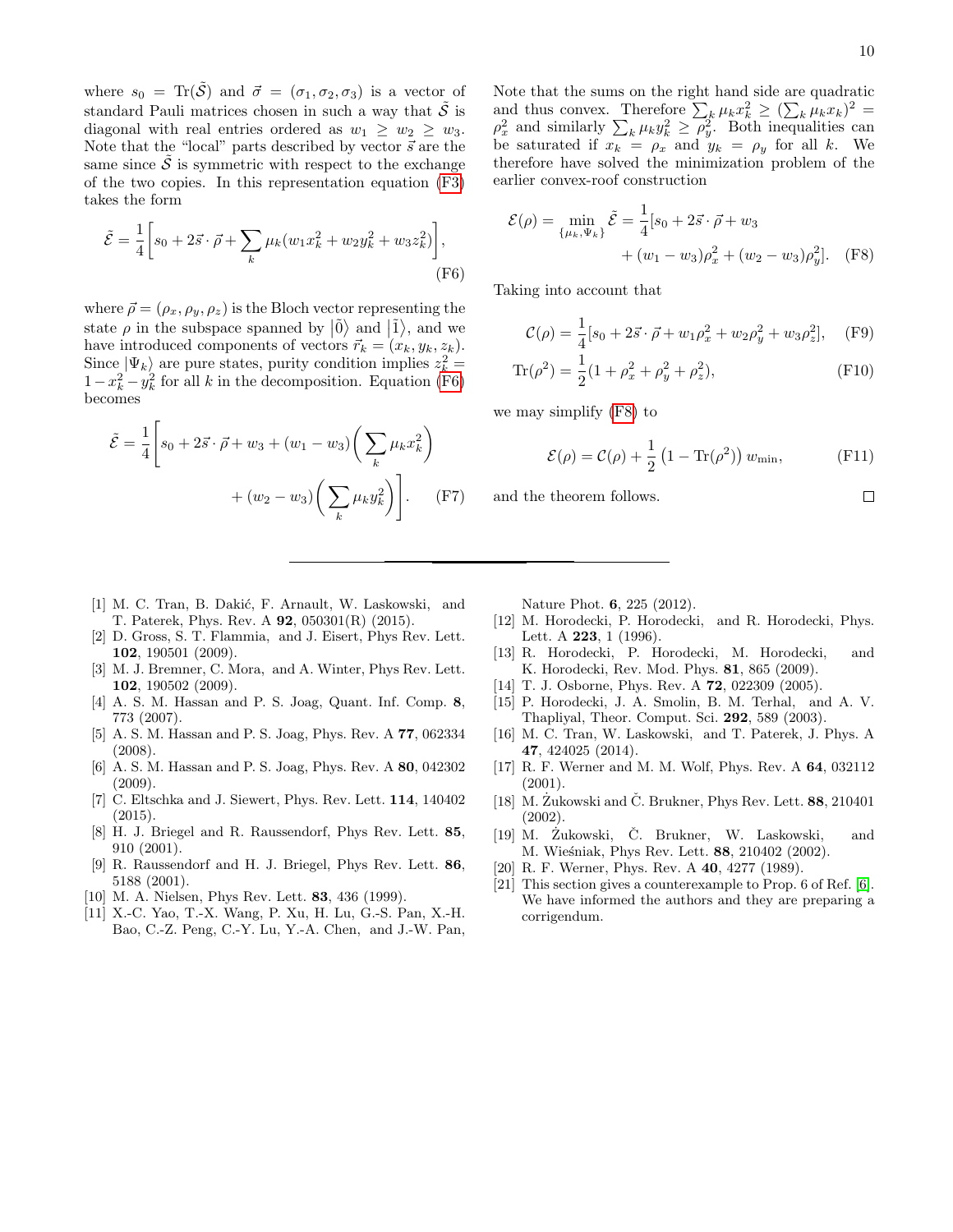where $s_0 = \mathrm{Tr}(\tilde{\mathcal{S}})$ and $\vec{\sigma} = (\sigma_1, \sigma_2, \sigma_3)$ is a vector of standard Pauli matrices chosen in such a way that $\tilde{\mathcal{S}}$ is diagonal with real entries ordered as $w_1 \geq w_2 \geq w_3$. Note that the "local" parts described by vector $\vec{s}$ are the same since $\tilde{\mathcal{S}}$ is symmetric with respect to the exchange of the two copies. In this representation equation (F3) takes the form

$$\tilde{\mathcal{E}} = \frac{1}{4}\left[s_0 + 2\vec{s}\cdot\vec{\rho} + \sum_k \mu_k (w_1 x_k^2 + w_2 y_k^2 + w_3 z_k^2)\right], \tag{F6}$$

where $\vec{\rho} = (\rho_x, \rho_y, \rho_z)$ is the Bloch vector representing the state $\rho$ in the subspace spanned by $|\tilde{0}\rangle$ and $|\tilde{1}\rangle$, and we have introduced components of vectors $\vec{r}_k = (x_k, y_k, z_k)$. Since $|\Psi_k\rangle$ are pure states, purity condition implies $z_k^2 = 1 - x_k^2 - y_k^2$ for all $k$ in the decomposition. Equation (F6) becomes

$$\tilde{\mathcal{E}} = \frac{1}{4}\Bigg[s_0 + 2\vec{s}\cdot\vec{\rho} + w_3 + (w_1 - w_3)\Bigg(\sum_k \mu_k x_k^2\Bigg) + (w_2 - w_3)\Bigg(\sum_k \mu_k y_k^2\Bigg)\Bigg]. \tag{F7}$$

Note that the sums on the right hand side are quadratic and thus convex. Therefore $\sum_k \mu_k x_k^2 \geq (\sum_k \mu_k x_k)^2 = \rho_x^2$ and similarly $\sum_k \mu_k y_k^2 \geq \rho_y^2$. Both inequalities can be saturated if $x_k = \rho_x$ and $y_k = \rho_y$ for all $k$. We therefore have solved the minimization problem of the earlier convex-roof construction

$$\mathcal{E}(\rho) = \min_{\{\mu_k, \Psi_k\}} \tilde{\mathcal{E}} = \frac{1}{4}[s_0 + 2\vec{s}\cdot\vec{\rho} + w_3 + (w_1 - w_3)\rho_x^2 + (w_2 - w_3)\rho_y^2]. \tag{F8}$$

Taking into account that

$$\mathcal{C}(\rho) = \frac{1}{4}[s_0 + 2\vec{s}\cdot\vec{\rho} + w_1\rho_x^2 + w_2\rho_y^2 + w_3\rho_z^2], \tag{F9}$$

$$\mathrm{Tr}(\rho^2) = \frac{1}{2}(1 + \rho_x^2 + \rho_y^2 + \rho_z^2), \tag{F10}$$

we may simplify (F8) to

$$\mathcal{E}(\rho) = \mathcal{C}(\rho) + \frac{1}{2}\left(1 - \mathrm{Tr}(\rho^2)\right) w_{\min}, \tag{F11}$$

and the theorem follows. □

---

[1] M. C. Tran, B. Dakić, F. Arnault, W. Laskowski, and T. Paterek, Phys. Rev. A **92**, 050301(R) (2015).

[2] D. Gross, S. T. Flammia, and J. Eisert, Phys Rev. Lett. **102**, 190501 (2009).

[3] M. J. Bremner, C. Mora, and A. Winter, Phys Rev. Lett. **102**, 190502 (2009).

[4] A. S. M. Hassan and P. S. Joag, Quant. Inf. Comp. **8**, 773 (2007).

[5] A. S. M. Hassan and P. S. Joag, Phys. Rev. A **77**, 062334 (2008).

[6] A. S. M. Hassan and P. S. Joag, Phys. Rev. A **80**, 042302 (2009).

[7] C. Eltschka and J. Siewert, Phys. Rev. Lett. **114**, 140402 (2015).

[8] H. J. Briegel and R. Raussendorf, Phys Rev. Lett. **85**, 910 (2001).

[9] R. Raussendorf and H. J. Briegel, Phys Rev. Lett. **86**, 5188 (2001).

[10] M. A. Nielsen, Phys Rev. Lett. **83**, 436 (1999).

[11] X.-C. Yao, T.-X. Wang, P. Xu, H. Lu, G.-S. Pan, X.-H. Bao, C.-Z. Peng, C.-Y. Lu, Y.-A. Chen, and J.-W. Pan, Nature Phot. **6**, 225 (2012).

[12] M. Horodecki, P. Horodecki, and R. Horodecki, Phys. Lett. A **223**, 1 (1996).

[13] R. Horodecki, P. Horodecki, M. Horodecki, and K. Horodecki, Rev. Mod. Phys. **81**, 865 (2009).

[14] T. J. Osborne, Phys. Rev. A **72**, 022309 (2005).

[15] P. Horodecki, J. A. Smolin, B. M. Terhal, and A. V. Thapliyal, Theor. Comput. Sci. **292**, 589 (2003).

[16] M. C. Tran, W. Laskowski, and T. Paterek, J. Phys. A **47**, 424025 (2014).

[17] R. F. Werner and M. M. Wolf, Phys. Rev. A **64**, 032112 (2001).

[18] M. Żukowski and Č. Brukner, Phys Rev. Lett. **88**, 210401 (2002).

[19] M. Żukowski, Č. Brukner, W. Laskowski, and M. Wieśniak, Phys Rev. Lett. **88**, 210402 (2002).

[20] R. F. Werner, Phys. Rev. A **40**, 4277 (1989).

[21] This section gives a counterexample to Prop. 6 of Ref. [6]. We have informed the authors and they are preparing a corrigendum.